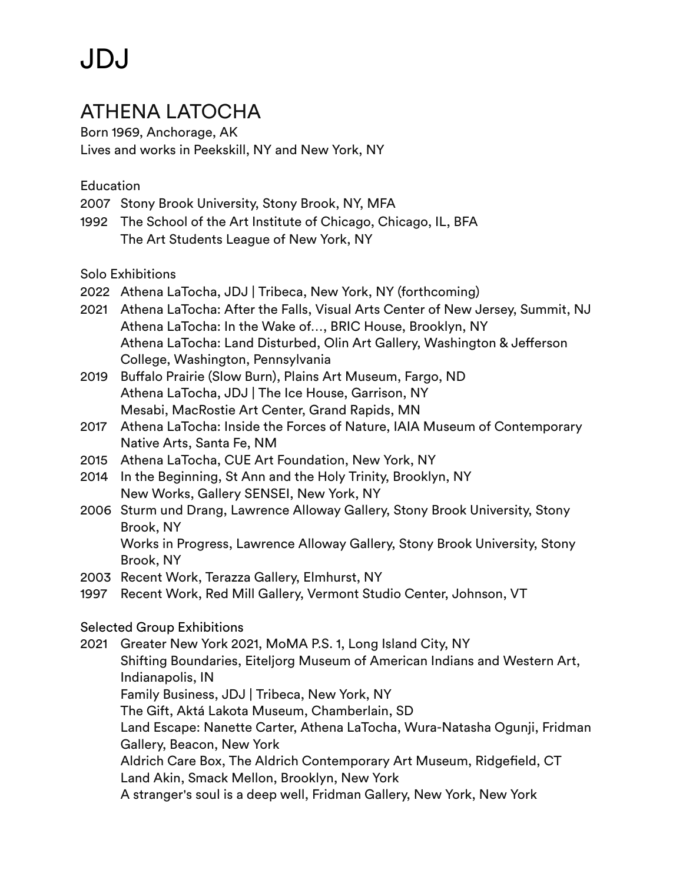# JDJ

## ATHENA LATOCHA

Born 1969, Anchorage, AK
Lives and works in Peekskill, NY and New York, NY

### Education

2007 Stony Brook University, Stony Brook, NY, MFA
1992 The School of the Art Institute of Chicago, Chicago, IL, BFA
The Art Students League of New York, NY

### Solo Exhibitions

2022 Athena LaTocha, JDJ | Tribeca, New York, NY (forthcoming)
2021 Athena LaTocha: After the Falls, Visual Arts Center of New Jersey, Summit, NJ
Athena LaTocha: In the Wake of…, BRIC House, Brooklyn, NY
Athena LaTocha: Land Disturbed, Olin Art Gallery, Washington & Jefferson College, Washington, Pennsylvania
2019 Buffalo Prairie (Slow Burn), Plains Art Museum, Fargo, ND
Athena LaTocha, JDJ | The Ice House, Garrison, NY
Mesabi, MacRostie Art Center, Grand Rapids, MN
2017 Athena LaTocha: Inside the Forces of Nature, IAIA Museum of Contemporary Native Arts, Santa Fe, NM
2015 Athena LaTocha, CUE Art Foundation, New York, NY
2014 In the Beginning, St Ann and the Holy Trinity, Brooklyn, NY
New Works, Gallery SENSEI, New York, NY
2006 Sturm und Drang, Lawrence Alloway Gallery, Stony Brook University, Stony Brook, NY
Works in Progress, Lawrence Alloway Gallery, Stony Brook University, Stony Brook, NY
2003 Recent Work, Terazza Gallery, Elmhurst, NY
1997 Recent Work, Red Mill Gallery, Vermont Studio Center, Johnson, VT

### Selected Group Exhibitions

2021 Greater New York 2021, MoMA P.S. 1, Long Island City, NY
Shifting Boundaries, Eiteljorg Museum of American Indians and Western Art, Indianapolis, IN
Family Business, JDJ | Tribeca, New York, NY
The Gift, Aktá Lakota Museum, Chamberlain, SD
Land Escape: Nanette Carter, Athena LaTocha, Wura-Natasha Ogunji, Fridman Gallery, Beacon, New York
Aldrich Care Box, The Aldrich Contemporary Art Museum, Ridgefield, CT
Land Akin, Smack Mellon, Brooklyn, New York
A stranger's soul is a deep well, Fridman Gallery, New York, New York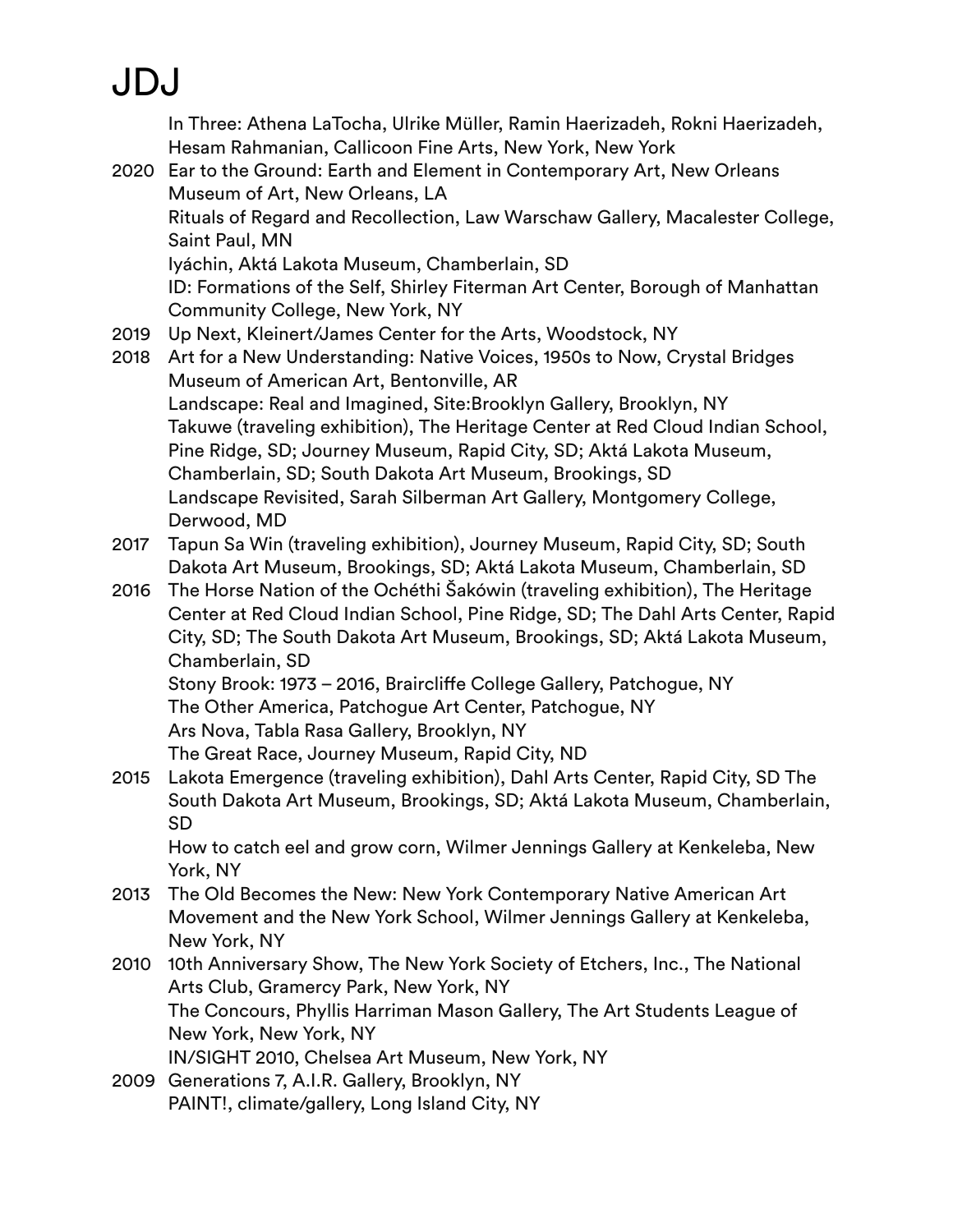In Three: Athena LaTocha, Ulrike Müller, Ramin Haerizadeh, Rokni Haerizadeh, Hesam Rahmanian, Callicoon Fine Arts, New York, New York

2020 Ear to the Ground: Earth and Element in Contemporary Art, New Orleans Museum of Art, New Orleans, LA
Rituals of Regard and Recollection, Law Warschaw Gallery, Macalester College, Saint Paul, MN
Iyáchin, Aktá Lakota Museum, Chamberlain, SD
ID: Formations of the Self, Shirley Fiterman Art Center, Borough of Manhattan Community College, New York, NY

2019 Up Next, Kleinert/James Center for the Arts, Woodstock, NY

2018 Art for a New Understanding: Native Voices, 1950s to Now, Crystal Bridges Museum of American Art, Bentonville, AR
Landscape: Real and Imagined, Site:Brooklyn Gallery, Brooklyn, NY
Takuwe (traveling exhibition), The Heritage Center at Red Cloud Indian School, Pine Ridge, SD; Journey Museum, Rapid City, SD; Aktá Lakota Museum, Chamberlain, SD; South Dakota Art Museum, Brookings, SD
Landscape Revisited, Sarah Silberman Art Gallery, Montgomery College, Derwood, MD

2017 Tapun Sa Win (traveling exhibition), Journey Museum, Rapid City, SD; South Dakota Art Museum, Brookings, SD; Aktá Lakota Museum, Chamberlain, SD

2016 The Horse Nation of the Ochéthi Šakówin (traveling exhibition), The Heritage Center at Red Cloud Indian School, Pine Ridge, SD; The Dahl Arts Center, Rapid City, SD; The South Dakota Art Museum, Brookings, SD; Aktá Lakota Museum, Chamberlain, SD
Stony Brook: 1973 – 2016, Braircliffe College Gallery, Patchogue, NY
The Other America, Patchogue Art Center, Patchogue, NY
Ars Nova, Tabla Rasa Gallery, Brooklyn, NY
The Great Race, Journey Museum, Rapid City, ND

2015 Lakota Emergence (traveling exhibition), Dahl Arts Center, Rapid City, SD The South Dakota Art Museum, Brookings, SD; Aktá Lakota Museum, Chamberlain, SD
How to catch eel and grow corn, Wilmer Jennings Gallery at Kenkeleba, New York, NY

2013 The Old Becomes the New: New York Contemporary Native American Art Movement and the New York School, Wilmer Jennings Gallery at Kenkeleba, New York, NY

2010 10th Anniversary Show, The New York Society of Etchers, Inc., The National Arts Club, Gramercy Park, New York, NY
The Concours, Phyllis Harriman Mason Gallery, The Art Students League of New York, New York, NY
IN/SIGHT 2010, Chelsea Art Museum, New York, NY

2009 Generations 7, A.I.R. Gallery, Brooklyn, NY
PAINT!, climate/gallery, Long Island City, NY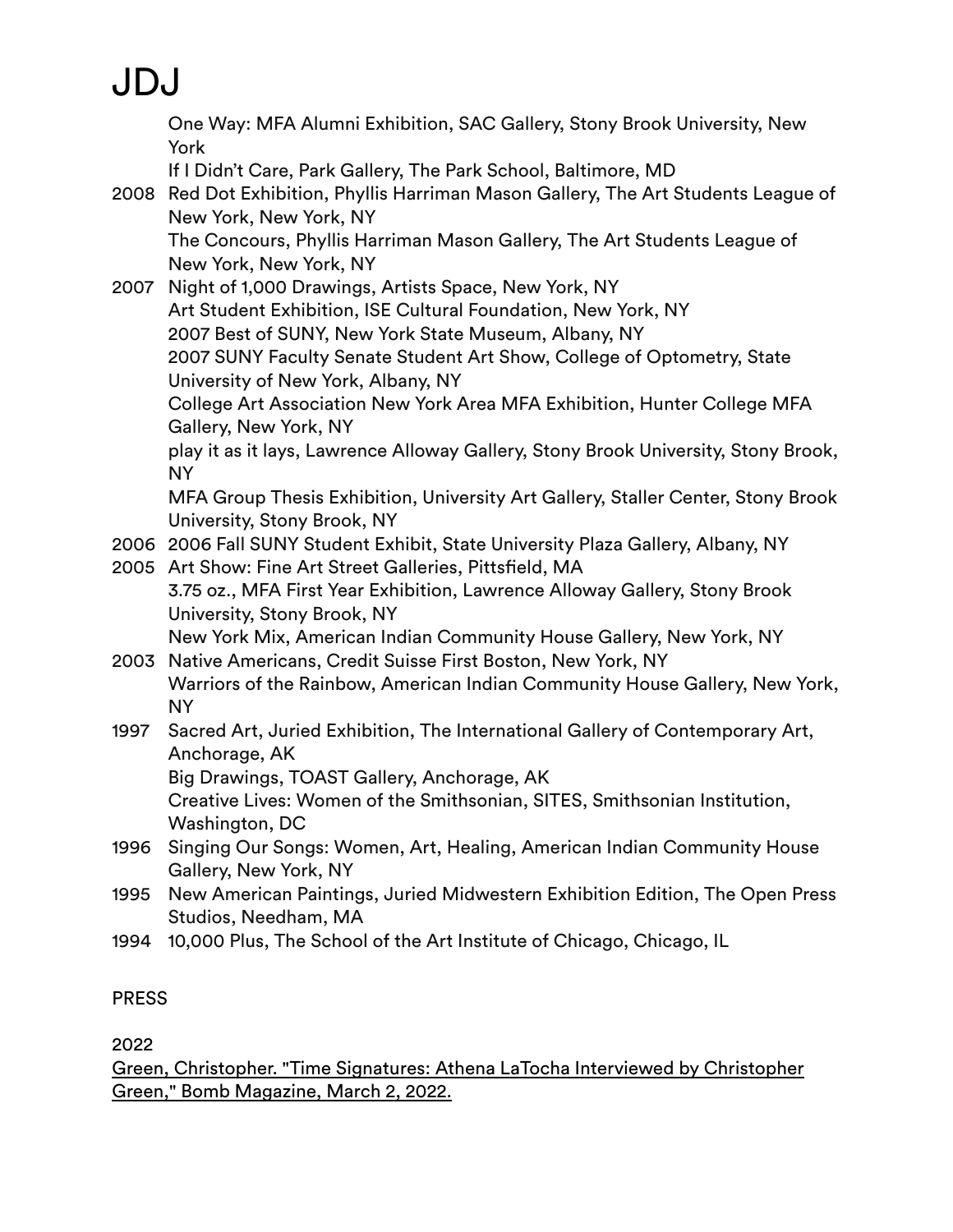One Way: MFA Alumni Exhibition, SAC Gallery, Stony Brook University, New York
If I Didn't Care, Park Gallery, The Park School, Baltimore, MD

2008 Red Dot Exhibition, Phyllis Harriman Mason Gallery, The Art Students League of New York, New York, NY
The Concours, Phyllis Harriman Mason Gallery, The Art Students League of New York, New York, NY

2007 Night of 1,000 Drawings, Artists Space, New York, NY
Art Student Exhibition, ISE Cultural Foundation, New York, NY
2007 Best of SUNY, New York State Museum, Albany, NY
2007 SUNY Faculty Senate Student Art Show, College of Optometry, State University of New York, Albany, NY
College Art Association New York Area MFA Exhibition, Hunter College MFA Gallery, New York, NY
play it as it lays, Lawrence Alloway Gallery, Stony Brook University, Stony Brook, NY
MFA Group Thesis Exhibition, University Art Gallery, Staller Center, Stony Brook University, Stony Brook, NY

2006 2006 Fall SUNY Student Exhibit, State University Plaza Gallery, Albany, NY

2005 Art Show: Fine Art Street Galleries, Pittsfield, MA
3.75 oz., MFA First Year Exhibition, Lawrence Alloway Gallery, Stony Brook University, Stony Brook, NY
New York Mix, American Indian Community House Gallery, New York, NY

2003 Native Americans, Credit Suisse First Boston, New York, NY
Warriors of the Rainbow, American Indian Community House Gallery, New York, NY

1997 Sacred Art, Juried Exhibition, The International Gallery of Contemporary Art, Anchorage, AK
Big Drawings, TOAST Gallery, Anchorage, AK
Creative Lives: Women of the Smithsonian, SITES, Smithsonian Institution, Washington, DC

1996 Singing Our Songs: Women, Art, Healing, American Indian Community House Gallery, New York, NY

1995 New American Paintings, Juried Midwestern Exhibition Edition, The Open Press Studios, Needham, MA

1994 10,000 Plus, The School of the Art Institute of Chicago, Chicago, IL

PRESS

2022

Green, Christopher. "Time Signatures: Athena LaTocha Interviewed by Christopher Green," Bomb Magazine, March 2, 2022.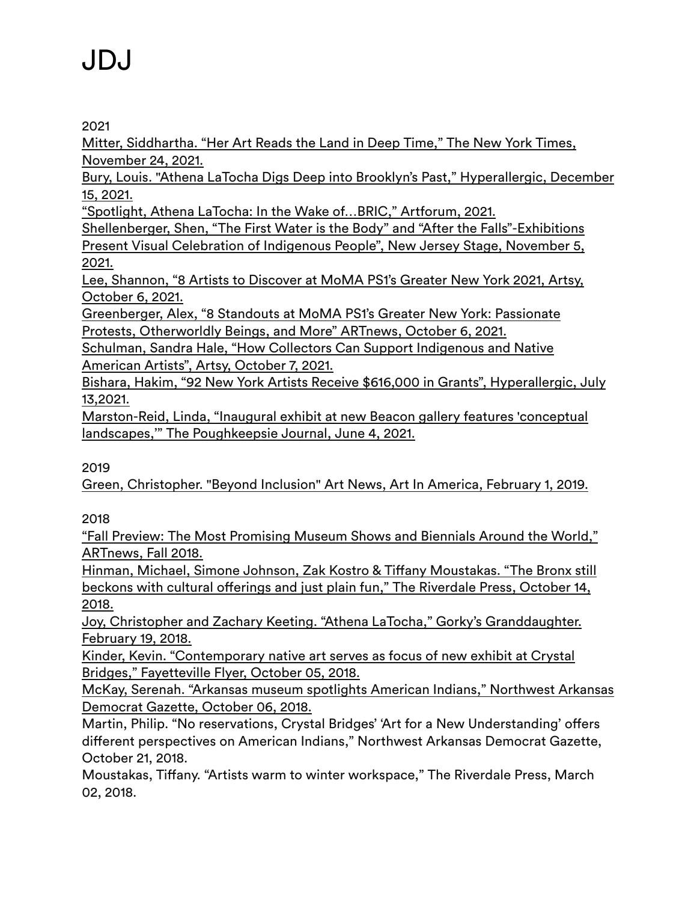2021

Mitter, Siddhartha. "Her Art Reads the Land in Deep Time," The New York Times, November 24, 2021.

Bury, Louis. "Athena LaTocha Digs Deep into Brooklyn's Past," Hyperallergic, December 15, 2021.

"Spotlight, Athena LaTocha: In the Wake of…BRIC," Artforum, 2021.

Shellenberger, Shen, "The First Water is the Body" and "After the Falls"-Exhibitions Present Visual Celebration of Indigenous People", New Jersey Stage, November 5, 2021.

Lee, Shannon, "8 Artists to Discover at MoMA PS1's Greater New York 2021, Artsy, October 6, 2021.

Greenberger, Alex, "8 Standouts at MoMA PS1's Greater New York: Passionate Protests, Otherworldly Beings, and More" ARTnews, October 6, 2021.

Schulman, Sandra Hale, "How Collectors Can Support Indigenous and Native American Artists", Artsy, October 7, 2021.

Bishara, Hakim, "92 New York Artists Receive $616,000 in Grants", Hyperallergic, July 13,2021.

Marston-Reid, Linda, "Inaugural exhibit at new Beacon gallery features 'conceptual landscapes,'" The Poughkeepsie Journal, June 4, 2021.

2019

Green, Christopher. "Beyond Inclusion" Art News, Art In America, February 1, 2019.

2018

"Fall Preview: The Most Promising Museum Shows and Biennials Around the World," ARTnews, Fall 2018.

Hinman, Michael, Simone Johnson, Zak Kostro & Tiffany Moustakas. "The Bronx still beckons with cultural offerings and just plain fun," The Riverdale Press, October 14, 2018.

Joy, Christopher and Zachary Keeting. "Athena LaTocha," Gorky's Granddaughter. February 19, 2018.

Kinder, Kevin. "Contemporary native art serves as focus of new exhibit at Crystal Bridges," Fayetteville Flyer, October 05, 2018.

McKay, Serenah. "Arkansas museum spotlights American Indians," Northwest Arkansas Democrat Gazette, October 06, 2018.

Martin, Philip. "No reservations, Crystal Bridges' 'Art for a New Understanding' offers different perspectives on American Indians," Northwest Arkansas Democrat Gazette, October 21, 2018.

Moustakas, Tiffany. "Artists warm to winter workspace," The Riverdale Press, March 02, 2018.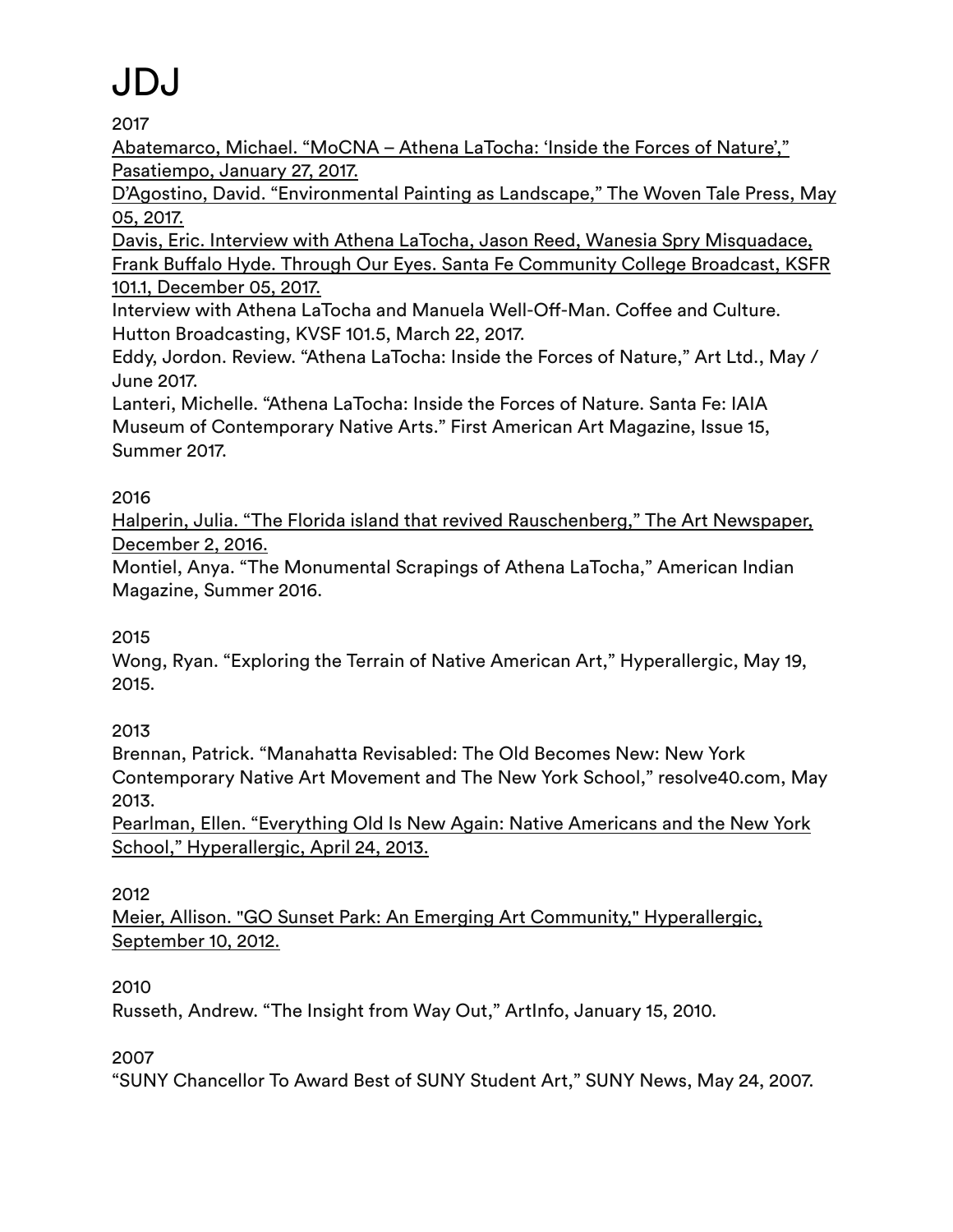2017

Abatemarco, Michael. “MoCNA – Athena LaTocha: ‘Inside the Forces of Nature’,” Pasatiempo, January 27, 2017.

D’Agostino, David. “Environmental Painting as Landscape,” The Woven Tale Press, May 05, 2017.

Davis, Eric. Interview with Athena LaTocha, Jason Reed, Wanesia Spry Misquadace, Frank Buffalo Hyde. Through Our Eyes. Santa Fe Community College Broadcast, KSFR 101.1, December 05, 2017.

Interview with Athena LaTocha and Manuela Well-Off-Man. Coffee and Culture. Hutton Broadcasting, KVSF 101.5, March 22, 2017.

Eddy, Jordon. Review. “Athena LaTocha: Inside the Forces of Nature,” Art Ltd., May / June 2017.

Lanteri, Michelle. “Athena LaTocha: Inside the Forces of Nature. Santa Fe: IAIA Museum of Contemporary Native Arts.” First American Art Magazine, Issue 15, Summer 2017.

2016

Halperin, Julia. “The Florida island that revived Rauschenberg,” The Art Newspaper, December 2, 2016.

Montiel, Anya. “The Monumental Scrapings of Athena LaTocha,” American Indian Magazine, Summer 2016.

2015

Wong, Ryan. “Exploring the Terrain of Native American Art,” Hyperallergic, May 19, 2015.

2013

Brennan, Patrick. “Manahatta Revisabled: The Old Becomes New: New York Contemporary Native Art Movement and The New York School,” resolve40.com, May 2013.

Pearlman, Ellen. “Everything Old Is New Again: Native Americans and the New York School,” Hyperallergic, April 24, 2013.

2012

Meier, Allison. "GO Sunset Park: An Emerging Art Community," Hyperallergic, September 10, 2012.

2010

Russeth, Andrew. “The Insight from Way Out,” ArtInfo, January 15, 2010.

2007

“SUNY Chancellor To Award Best of SUNY Student Art,” SUNY News, May 24, 2007.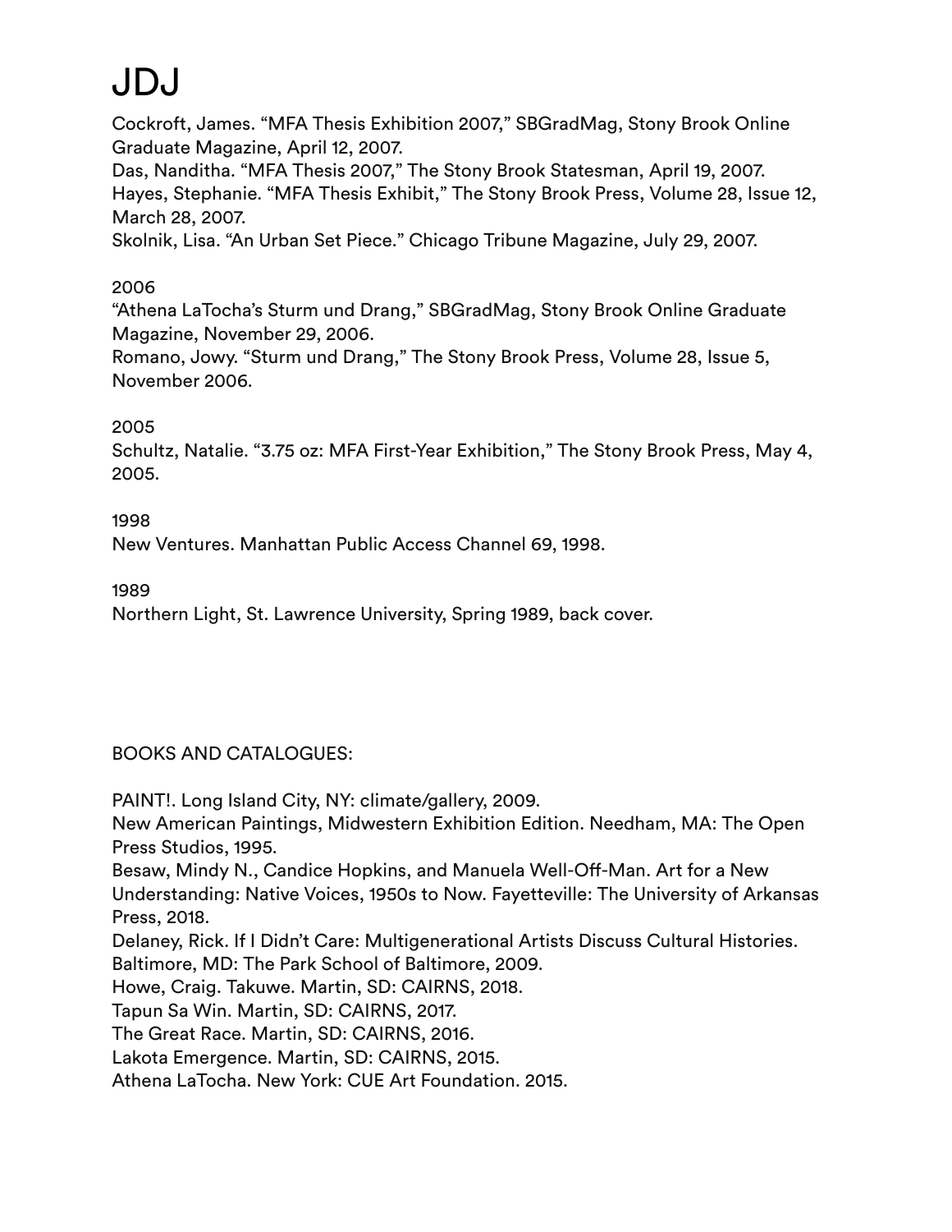Cockroft, James. “MFA Thesis Exhibition 2007,” SBGradMag, Stony Brook Online Graduate Magazine, April 12, 2007.
Das, Nanditha. “MFA Thesis 2007,” The Stony Brook Statesman, April 19, 2007.
Hayes, Stephanie. “MFA Thesis Exhibit,” The Stony Brook Press, Volume 28, Issue 12, March 28, 2007.
Skolnik, Lisa. “An Urban Set Piece.” Chicago Tribune Magazine, July 29, 2007.

2006
“Athena LaTocha’s Sturm und Drang,” SBGradMag, Stony Brook Online Graduate Magazine, November 29, 2006.
Romano, Jowy. “Sturm und Drang,” The Stony Brook Press, Volume 28, Issue 5, November 2006.

2005
Schultz, Natalie. “3.75 oz: MFA First-Year Exhibition,” The Stony Brook Press, May 4, 2005.

1998
New Ventures. Manhattan Public Access Channel 69, 1998.

1989
Northern Light, St. Lawrence University, Spring 1989, back cover.

BOOKS AND CATALOGUES:

PAINT!. Long Island City, NY: climate/gallery, 2009.
New American Paintings, Midwestern Exhibition Edition. Needham, MA: The Open Press Studios, 1995.
Besaw, Mindy N., Candice Hopkins, and Manuela Well-Off-Man. Art for a New Understanding: Native Voices, 1950s to Now. Fayetteville: The University of Arkansas Press, 2018.
Delaney, Rick. If I Didn’t Care: Multigenerational Artists Discuss Cultural Histories. Baltimore, MD: The Park School of Baltimore, 2009.
Howe, Craig. Takuwe. Martin, SD: CAIRNS, 2018.
Tapun Sa Win. Martin, SD: CAIRNS, 2017.
The Great Race. Martin, SD: CAIRNS, 2016.
Lakota Emergence. Martin, SD: CAIRNS, 2015.
Athena LaTocha. New York: CUE Art Foundation. 2015.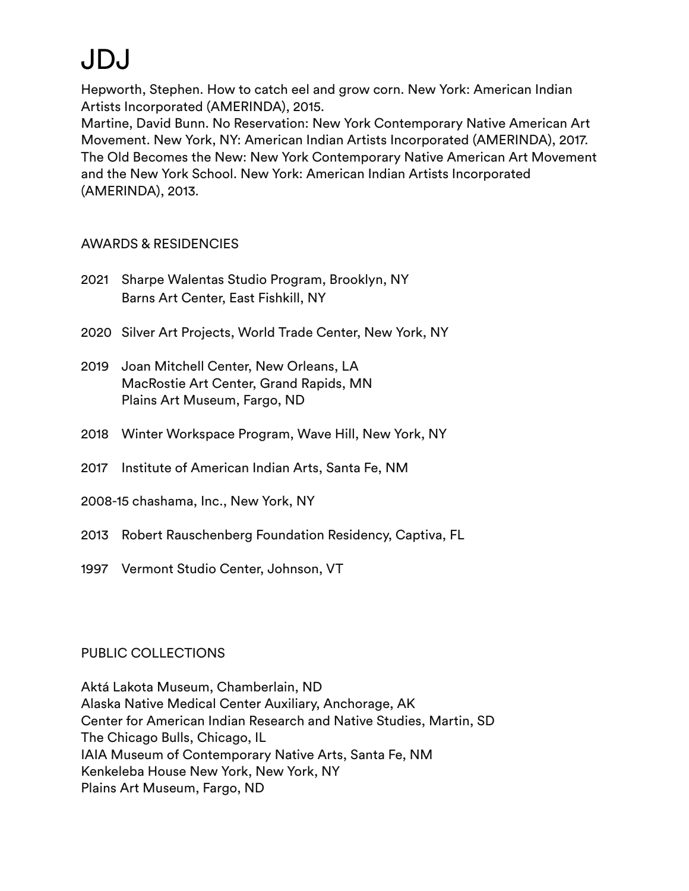Hepworth, Stephen. How to catch eel and grow corn. New York: American Indian Artists Incorporated (AMERINDA), 2015.
Martine, David Bunn. No Reservation: New York Contemporary Native American Art Movement. New York, NY: American Indian Artists Incorporated (AMERINDA), 2017.
The Old Becomes the New: New York Contemporary Native American Art Movement and the New York School. New York: American Indian Artists Incorporated (AMERINDA), 2013.

## AWARDS & RESIDENCIES

2021 Sharpe Walentas Studio Program, Brooklyn, NY
Barns Art Center, East Fishkill, NY

2020 Silver Art Projects, World Trade Center, New York, NY

2019 Joan Mitchell Center, New Orleans, LA
MacRostie Art Center, Grand Rapids, MN
Plains Art Museum, Fargo, ND

2018 Winter Workspace Program, Wave Hill, New York, NY

2017 Institute of American Indian Arts, Santa Fe, NM

2008-15 chashama, Inc., New York, NY

2013 Robert Rauschenberg Foundation Residency, Captiva, FL

1997 Vermont Studio Center, Johnson, VT

## PUBLIC COLLECTIONS

Aktá Lakota Museum, Chamberlain, ND
Alaska Native Medical Center Auxiliary, Anchorage, AK
Center for American Indian Research and Native Studies, Martin, SD
The Chicago Bulls, Chicago, IL
IAIA Museum of Contemporary Native Arts, Santa Fe, NM
Kenkeleba House New York, New York, NY
Plains Art Museum, Fargo, ND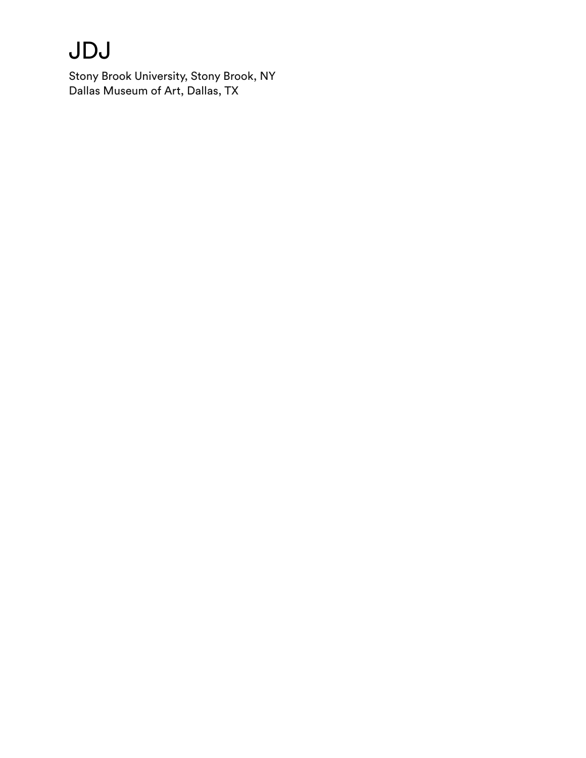# JDJ

Stony Brook University, Stony Brook, NY
Dallas Museum of Art, Dallas, TX